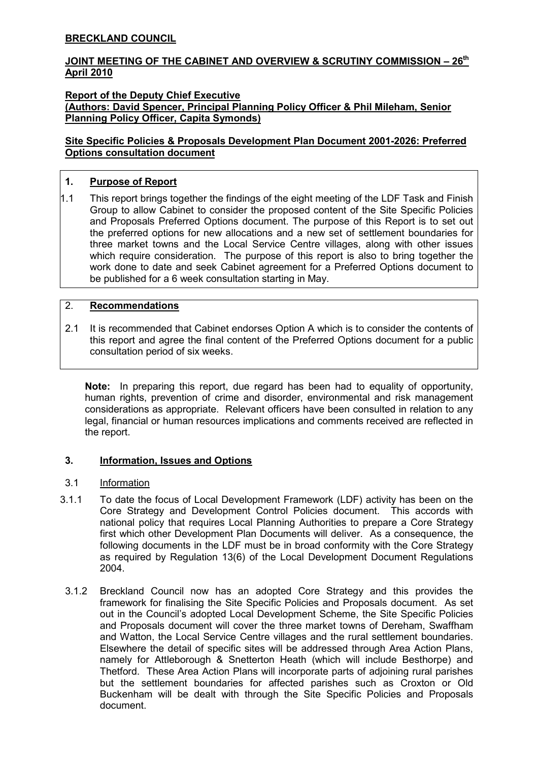**BRECKLAND COUNCIL**

**JOINT MEETING OF THE CABINET AND OVERVIEW & SCRUTINY COMMISSION – 26th April 2010**

**Report of the Deputy Chief Executive**
**(Authors: David Spencer, Principal Planning Policy Officer & Phil Mileham, Senior Planning Policy Officer, Capita Symonds)**

**Site Specific Policies & Proposals Development Plan Document 2001-2026: Preferred Options consultation document**

## 1. Purpose of Report

1.1 This report brings together the findings of the eight meeting of the LDF Task and Finish Group to allow Cabinet to consider the proposed content of the Site Specific Policies and Proposals Preferred Options document. The purpose of this Report is to set out the preferred options for new allocations and a new set of settlement boundaries for three market towns and the Local Service Centre villages, along with other issues which require consideration. The purpose of this report is also to bring together the work done to date and seek Cabinet agreement for a Preferred Options document to be published for a 6 week consultation starting in May.

## 2. Recommendations

2.1 It is recommended that Cabinet endorses Option A which is to consider the contents of this report and agree the final content of the Preferred Options document for a public consultation period of six weeks.

**Note:** In preparing this report, due regard has been had to equality of opportunity, human rights, prevention of crime and disorder, environmental and risk management considerations as appropriate. Relevant officers have been consulted in relation to any legal, financial or human resources implications and comments received are reflected in the report.

## 3. Information, Issues and Options

3.1 Information

3.1.1 To date the focus of Local Development Framework (LDF) activity has been on the Core Strategy and Development Control Policies document. This accords with national policy that requires Local Planning Authorities to prepare a Core Strategy first which other Development Plan Documents will deliver. As a consequence, the following documents in the LDF must be in broad conformity with the Core Strategy as required by Regulation 13(6) of the Local Development Document Regulations 2004.

3.1.2 Breckland Council now has an adopted Core Strategy and this provides the framework for finalising the Site Specific Policies and Proposals document. As set out in the Council's adopted Local Development Scheme, the Site Specific Policies and Proposals document will cover the three market towns of Dereham, Swaffham and Watton, the Local Service Centre villages and the rural settlement boundaries. Elsewhere the detail of specific sites will be addressed through Area Action Plans, namely for Attleborough & Snetterton Heath (which will include Besthorpe) and Thetford. These Area Action Plans will incorporate parts of adjoining rural parishes but the settlement boundaries for affected parishes such as Croxton or Old Buckenham will be dealt with through the Site Specific Policies and Proposals document.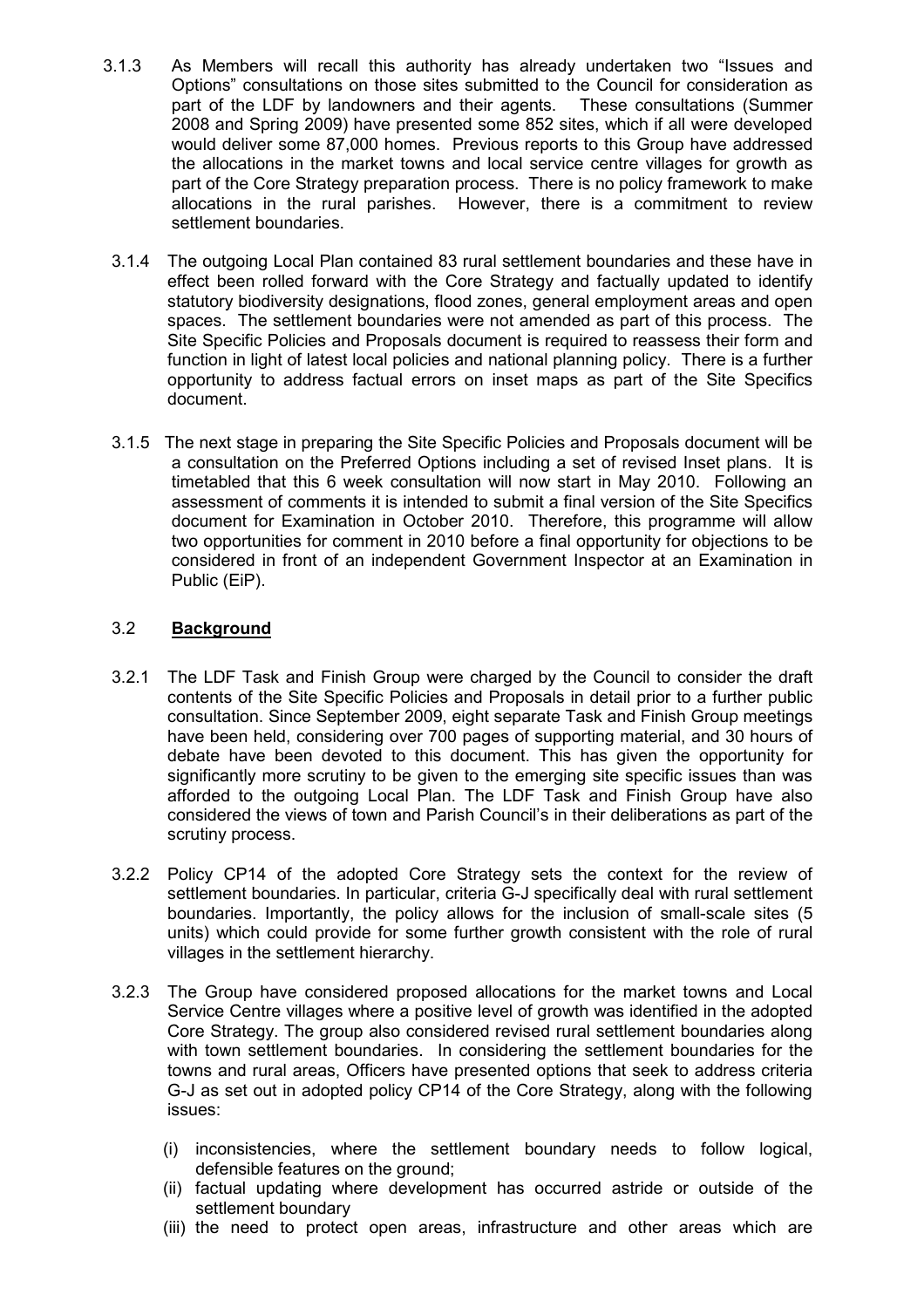3.1.3 As Members will recall this authority has already undertaken two "Issues and Options" consultations on those sites submitted to the Council for consideration as part of the LDF by landowners and their agents. These consultations (Summer 2008 and Spring 2009) have presented some 852 sites, which if all were developed would deliver some 87,000 homes. Previous reports to this Group have addressed the allocations in the market towns and local service centre villages for growth as part of the Core Strategy preparation process. There is no policy framework to make allocations in the rural parishes. However, there is a commitment to review settlement boundaries.

3.1.4 The outgoing Local Plan contained 83 rural settlement boundaries and these have in effect been rolled forward with the Core Strategy and factually updated to identify statutory biodiversity designations, flood zones, general employment areas and open spaces. The settlement boundaries were not amended as part of this process. The Site Specific Policies and Proposals document is required to reassess their form and function in light of latest local policies and national planning policy. There is a further opportunity to address factual errors on inset maps as part of the Site Specifics document.

3.1.5 The next stage in preparing the Site Specific Policies and Proposals document will be a consultation on the Preferred Options including a set of revised Inset plans. It is timetabled that this 6 week consultation will now start in May 2010. Following an assessment of comments it is intended to submit a final version of the Site Specifics document for Examination in October 2010. Therefore, this programme will allow two opportunities for comment in 2010 before a final opportunity for objections to be considered in front of an independent Government Inspector at an Examination in Public (EiP).

## 3.2 Background

3.2.1 The LDF Task and Finish Group were charged by the Council to consider the draft contents of the Site Specific Policies and Proposals in detail prior to a further public consultation. Since September 2009, eight separate Task and Finish Group meetings have been held, considering over 700 pages of supporting material, and 30 hours of debate have been devoted to this document. This has given the opportunity for significantly more scrutiny to be given to the emerging site specific issues than was afforded to the outgoing Local Plan. The LDF Task and Finish Group have also considered the views of town and Parish Council's in their deliberations as part of the scrutiny process.

3.2.2 Policy CP14 of the adopted Core Strategy sets the context for the review of settlement boundaries. In particular, criteria G-J specifically deal with rural settlement boundaries. Importantly, the policy allows for the inclusion of small-scale sites (5 units) which could provide for some further growth consistent with the role of rural villages in the settlement hierarchy.

3.2.3 The Group have considered proposed allocations for the market towns and Local Service Centre villages where a positive level of growth was identified in the adopted Core Strategy. The group also considered revised rural settlement boundaries along with town settlement boundaries. In considering the settlement boundaries for the towns and rural areas, Officers have presented options that seek to address criteria G-J as set out in adopted policy CP14 of the Core Strategy, along with the following issues:

(i) inconsistencies, where the settlement boundary needs to follow logical, defensible features on the ground;
(ii) factual updating where development has occurred astride or outside of the settlement boundary
(iii) the need to protect open areas, infrastructure and other areas which are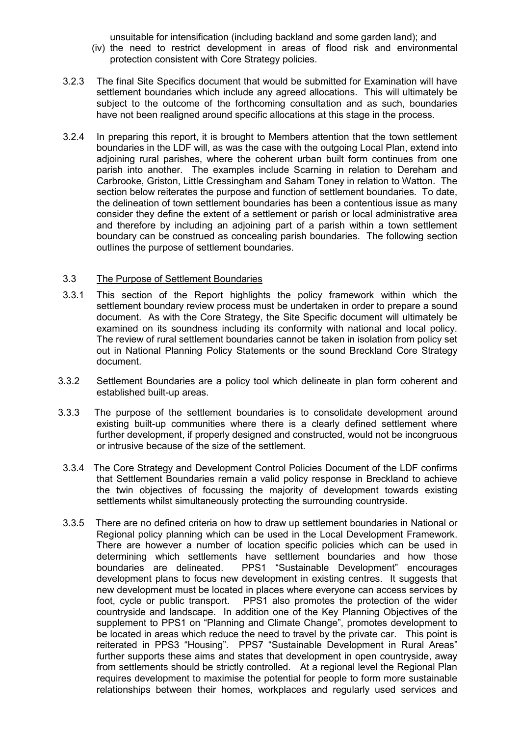unsuitable for intensification (including backland and some garden land); and

(iv) the need to restrict development in areas of flood risk and environmental protection consistent with Core Strategy policies.

3.2.3 The final Site Specifics document that would be submitted for Examination will have settlement boundaries which include any agreed allocations. This will ultimately be subject to the outcome of the forthcoming consultation and as such, boundaries have not been realigned around specific allocations at this stage in the process.

3.2.4 In preparing this report, it is brought to Members attention that the town settlement boundaries in the LDF will, as was the case with the outgoing Local Plan, extend into adjoining rural parishes, where the coherent urban built form continues from one parish into another. The examples include Scarning in relation to Dereham and Carbrooke, Griston, Little Cressingham and Saham Toney in relation to Watton. The section below reiterates the purpose and function of settlement boundaries. To date, the delineation of town settlement boundaries has been a contentious issue as many consider they define the extent of a settlement or parish or local administrative area and therefore by including an adjoining part of a parish within a town settlement boundary can be construed as concealing parish boundaries. The following section outlines the purpose of settlement boundaries.

3.3 <u>The Purpose of Settlement Boundaries</u>

3.3.1 This section of the Report highlights the policy framework within which the settlement boundary review process must be undertaken in order to prepare a sound document. As with the Core Strategy, the Site Specific document will ultimately be examined on its soundness including its conformity with national and local policy. The review of rural settlement boundaries cannot be taken in isolation from policy set out in National Planning Policy Statements or the sound Breckland Core Strategy document.

3.3.2 Settlement Boundaries are a policy tool which delineate in plan form coherent and established built-up areas.

3.3.3 The purpose of the settlement boundaries is to consolidate development around existing built-up communities where there is a clearly defined settlement where further development, if properly designed and constructed, would not be incongruous or intrusive because of the size of the settlement.

3.3.4 The Core Strategy and Development Control Policies Document of the LDF confirms that Settlement Boundaries remain a valid policy response in Breckland to achieve the twin objectives of focussing the majority of development towards existing settlements whilst simultaneously protecting the surrounding countryside.

3.3.5 There are no defined criteria on how to draw up settlement boundaries in National or Regional policy planning which can be used in the Local Development Framework. There are however a number of location specific policies which can be used in determining which settlements have settlement boundaries and how those boundaries are delineated. PPS1 "Sustainable Development" encourages development plans to focus new development in existing centres. It suggests that new development must be located in places where everyone can access services by foot, cycle or public transport. PPS1 also promotes the protection of the wider countryside and landscape. In addition one of the Key Planning Objectives of the supplement to PPS1 on "Planning and Climate Change", promotes development to be located in areas which reduce the need to travel by the private car. This point is reiterated in PPS3 "Housing". PPS7 "Sustainable Development in Rural Areas" further supports these aims and states that development in open countryside, away from settlements should be strictly controlled. At a regional level the Regional Plan requires development to maximise the potential for people to form more sustainable relationships between their homes, workplaces and regularly used services and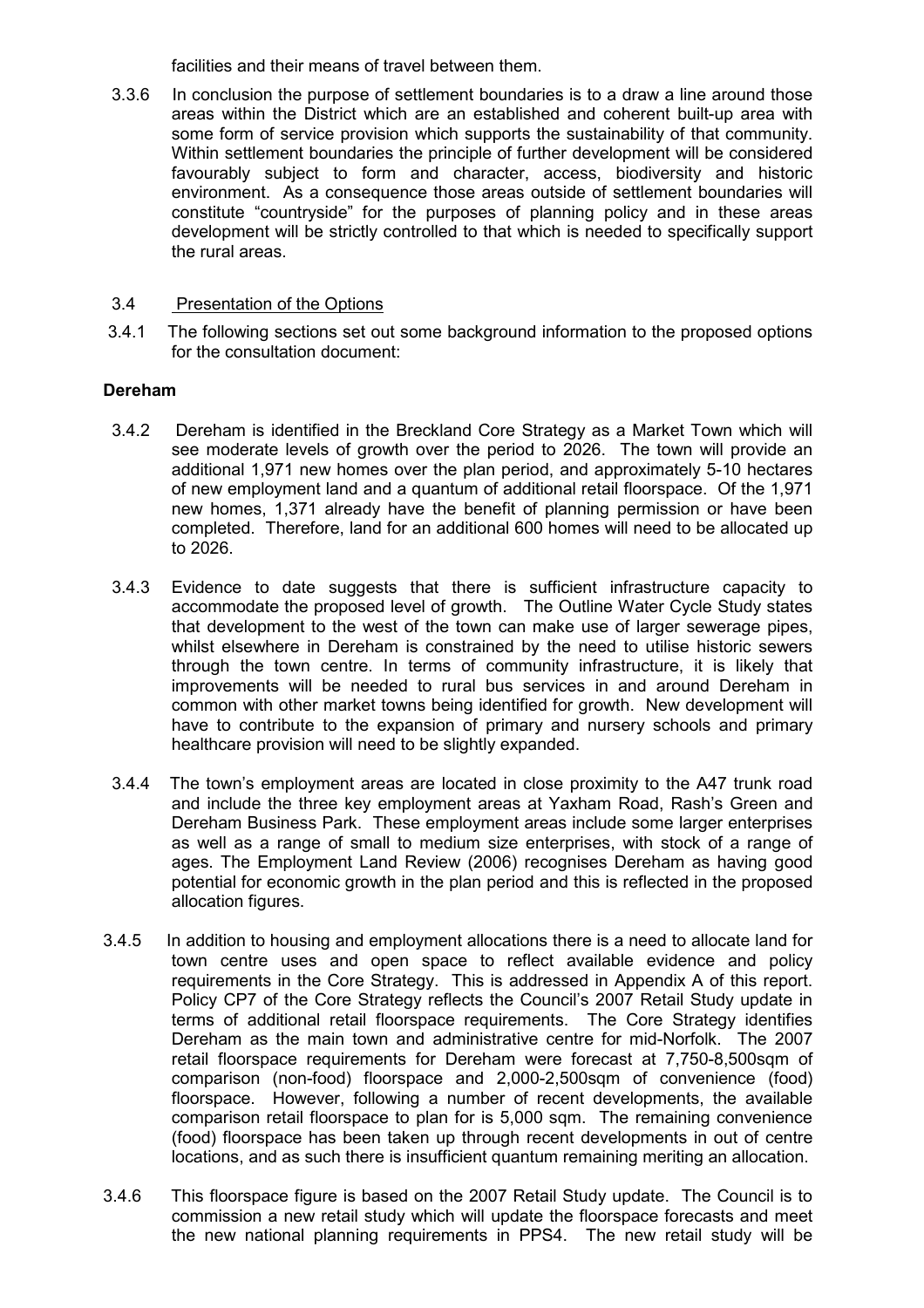facilities and their means of travel between them.

3.3.6 In conclusion the purpose of settlement boundaries is to a draw a line around those areas within the District which are an established and coherent built-up area with some form of service provision which supports the sustainability of that community. Within settlement boundaries the principle of further development will be considered favourably subject to form and character, access, biodiversity and historic environment. As a consequence those areas outside of settlement boundaries will constitute "countryside" for the purposes of planning policy and in these areas development will be strictly controlled to that which is needed to specifically support the rural areas.

3.4 Presentation of the Options

3.4.1 The following sections set out some background information to the proposed options for the consultation document:

**Dereham**

3.4.2 Dereham is identified in the Breckland Core Strategy as a Market Town which will see moderate levels of growth over the period to 2026. The town will provide an additional 1,971 new homes over the plan period, and approximately 5-10 hectares of new employment land and a quantum of additional retail floorspace. Of the 1,971 new homes, 1,371 already have the benefit of planning permission or have been completed. Therefore, land for an additional 600 homes will need to be allocated up to 2026.

3.4.3 Evidence to date suggests that there is sufficient infrastructure capacity to accommodate the proposed level of growth. The Outline Water Cycle Study states that development to the west of the town can make use of larger sewerage pipes, whilst elsewhere in Dereham is constrained by the need to utilise historic sewers through the town centre. In terms of community infrastructure, it is likely that improvements will be needed to rural bus services in and around Dereham in common with other market towns being identified for growth. New development will have to contribute to the expansion of primary and nursery schools and primary healthcare provision will need to be slightly expanded.

3.4.4 The town's employment areas are located in close proximity to the A47 trunk road and include the three key employment areas at Yaxham Road, Rash's Green and Dereham Business Park. These employment areas include some larger enterprises as well as a range of small to medium size enterprises, with stock of a range of ages. The Employment Land Review (2006) recognises Dereham as having good potential for economic growth in the plan period and this is reflected in the proposed allocation figures.

3.4.5 In addition to housing and employment allocations there is a need to allocate land for town centre uses and open space to reflect available evidence and policy requirements in the Core Strategy. This is addressed in Appendix A of this report. Policy CP7 of the Core Strategy reflects the Council's 2007 Retail Study update in terms of additional retail floorspace requirements. The Core Strategy identifies Dereham as the main town and administrative centre for mid-Norfolk. The 2007 retail floorspace requirements for Dereham were forecast at 7,750-8,500sqm of comparison (non-food) floorspace and 2,000-2,500sqm of convenience (food) floorspace. However, following a number of recent developments, the available comparison retail floorspace to plan for is 5,000 sqm. The remaining convenience (food) floorspace has been taken up through recent developments in out of centre locations, and as such there is insufficient quantum remaining meriting an allocation.

3.4.6 This floorspace figure is based on the 2007 Retail Study update. The Council is to commission a new retail study which will update the floorspace forecasts and meet the new national planning requirements in PPS4. The new retail study will be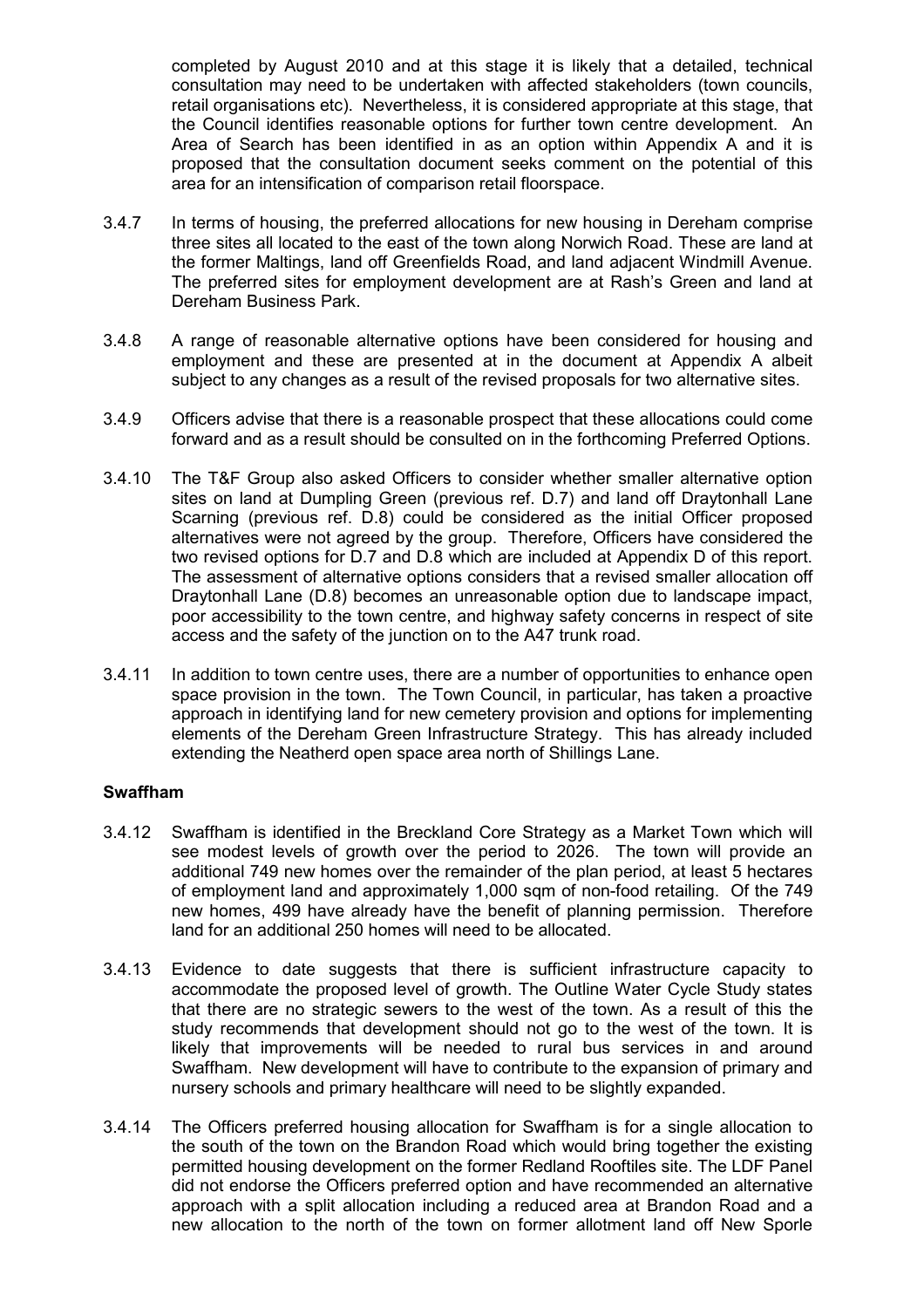completed by August 2010 and at this stage it is likely that a detailed, technical consultation may need to be undertaken with affected stakeholders (town councils, retail organisations etc). Nevertheless, it is considered appropriate at this stage, that the Council identifies reasonable options for further town centre development. An Area of Search has been identified in as an option within Appendix A and it is proposed that the consultation document seeks comment on the potential of this area for an intensification of comparison retail floorspace.

3.4.7 In terms of housing, the preferred allocations for new housing in Dereham comprise three sites all located to the east of the town along Norwich Road. These are land at the former Maltings, land off Greenfields Road, and land adjacent Windmill Avenue. The preferred sites for employment development are at Rash's Green and land at Dereham Business Park.

3.4.8 A range of reasonable alternative options have been considered for housing and employment and these are presented at in the document at Appendix A albeit subject to any changes as a result of the revised proposals for two alternative sites.

3.4.9 Officers advise that there is a reasonable prospect that these allocations could come forward and as a result should be consulted on in the forthcoming Preferred Options.

3.4.10 The T&F Group also asked Officers to consider whether smaller alternative option sites on land at Dumpling Green (previous ref. D.7) and land off Draytonhall Lane Scarning (previous ref. D.8) could be considered as the initial Officer proposed alternatives were not agreed by the group. Therefore, Officers have considered the two revised options for D.7 and D.8 which are included at Appendix D of this report. The assessment of alternative options considers that a revised smaller allocation off Draytonhall Lane (D.8) becomes an unreasonable option due to landscape impact, poor accessibility to the town centre, and highway safety concerns in respect of site access and the safety of the junction on to the A47 trunk road.

3.4.11 In addition to town centre uses, there are a number of opportunities to enhance open space provision in the town. The Town Council, in particular, has taken a proactive approach in identifying land for new cemetery provision and options for implementing elements of the Dereham Green Infrastructure Strategy. This has already included extending the Neatherd open space area north of Shillings Lane.

**Swaffham**

3.4.12 Swaffham is identified in the Breckland Core Strategy as a Market Town which will see modest levels of growth over the period to 2026. The town will provide an additional 749 new homes over the remainder of the plan period, at least 5 hectares of employment land and approximately 1,000 sqm of non-food retailing. Of the 749 new homes, 499 have already have the benefit of planning permission. Therefore land for an additional 250 homes will need to be allocated.

3.4.13 Evidence to date suggests that there is sufficient infrastructure capacity to accommodate the proposed level of growth. The Outline Water Cycle Study states that there are no strategic sewers to the west of the town. As a result of this the study recommends that development should not go to the west of the town. It is likely that improvements will be needed to rural bus services in and around Swaffham. New development will have to contribute to the expansion of primary and nursery schools and primary healthcare will need to be slightly expanded.

3.4.14 The Officers preferred housing allocation for Swaffham is for a single allocation to the south of the town on the Brandon Road which would bring together the existing permitted housing development on the former Redland Rooftiles site. The LDF Panel did not endorse the Officers preferred option and have recommended an alternative approach with a split allocation including a reduced area at Brandon Road and a new allocation to the north of the town on former allotment land off New Sporle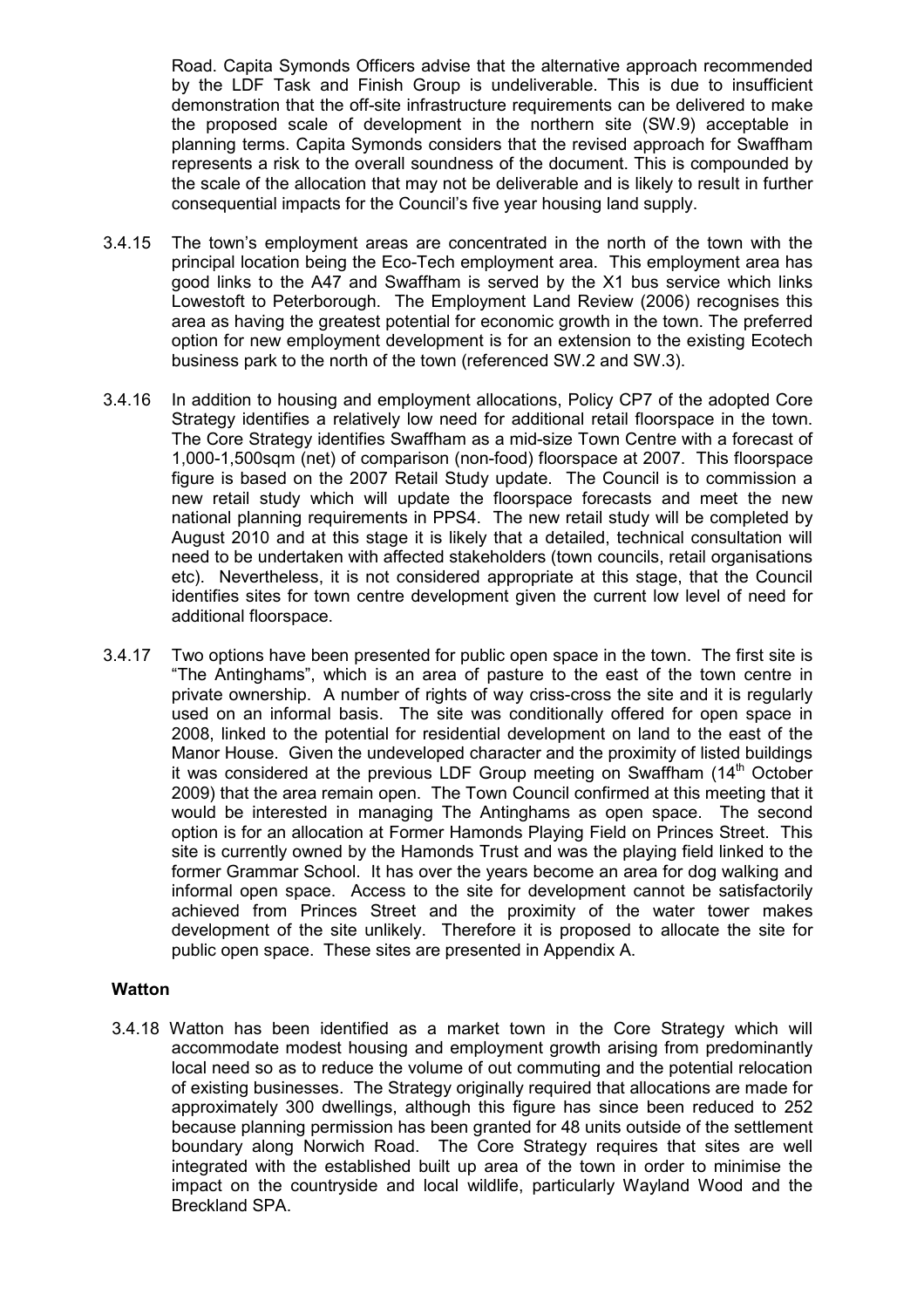Road. Capita Symonds Officers advise that the alternative approach recommended by the LDF Task and Finish Group is undeliverable. This is due to insufficient demonstration that the off-site infrastructure requirements can be delivered to make the proposed scale of development in the northern site (SW.9) acceptable in planning terms. Capita Symonds considers that the revised approach for Swaffham represents a risk to the overall soundness of the document. This is compounded by the scale of the allocation that may not be deliverable and is likely to result in further consequential impacts for the Council's five year housing land supply.

3.4.15 The town's employment areas are concentrated in the north of the town with the principal location being the Eco-Tech employment area. This employment area has good links to the A47 and Swaffham is served by the X1 bus service which links Lowestoft to Peterborough. The Employment Land Review (2006) recognises this area as having the greatest potential for economic growth in the town. The preferred option for new employment development is for an extension to the existing Ecotech business park to the north of the town (referenced SW.2 and SW.3).

3.4.16 In addition to housing and employment allocations, Policy CP7 of the adopted Core Strategy identifies a relatively low need for additional retail floorspace in the town. The Core Strategy identifies Swaffham as a mid-size Town Centre with a forecast of 1,000-1,500sqm (net) of comparison (non-food) floorspace at 2007. This floorspace figure is based on the 2007 Retail Study update. The Council is to commission a new retail study which will update the floorspace forecasts and meet the new national planning requirements in PPS4. The new retail study will be completed by August 2010 and at this stage it is likely that a detailed, technical consultation will need to be undertaken with affected stakeholders (town councils, retail organisations etc). Nevertheless, it is not considered appropriate at this stage, that the Council identifies sites for town centre development given the current low level of need for additional floorspace.

3.4.17 Two options have been presented for public open space in the town. The first site is "The Antinghams", which is an area of pasture to the east of the town centre in private ownership. A number of rights of way criss-cross the site and it is regularly used on an informal basis. The site was conditionally offered for open space in 2008, linked to the potential for residential development on land to the east of the Manor House. Given the undeveloped character and the proximity of listed buildings it was considered at the previous LDF Group meeting on Swaffham (14th October 2009) that the area remain open. The Town Council confirmed at this meeting that it would be interested in managing The Antinghams as open space. The second option is for an allocation at Former Hamonds Playing Field on Princes Street. This site is currently owned by the Hamonds Trust and was the playing field linked to the former Grammar School. It has over the years become an area for dog walking and informal open space. Access to the site for development cannot be satisfactorily achieved from Princes Street and the proximity of the water tower makes development of the site unlikely. Therefore it is proposed to allocate the site for public open space. These sites are presented in Appendix A.

**Watton**

3.4.18 Watton has been identified as a market town in the Core Strategy which will accommodate modest housing and employment growth arising from predominantly local need so as to reduce the volume of out commuting and the potential relocation of existing businesses. The Strategy originally required that allocations are made for approximately 300 dwellings, although this figure has since been reduced to 252 because planning permission has been granted for 48 units outside of the settlement boundary along Norwich Road. The Core Strategy requires that sites are well integrated with the established built up area of the town in order to minimise the impact on the countryside and local wildlife, particularly Wayland Wood and the Breckland SPA.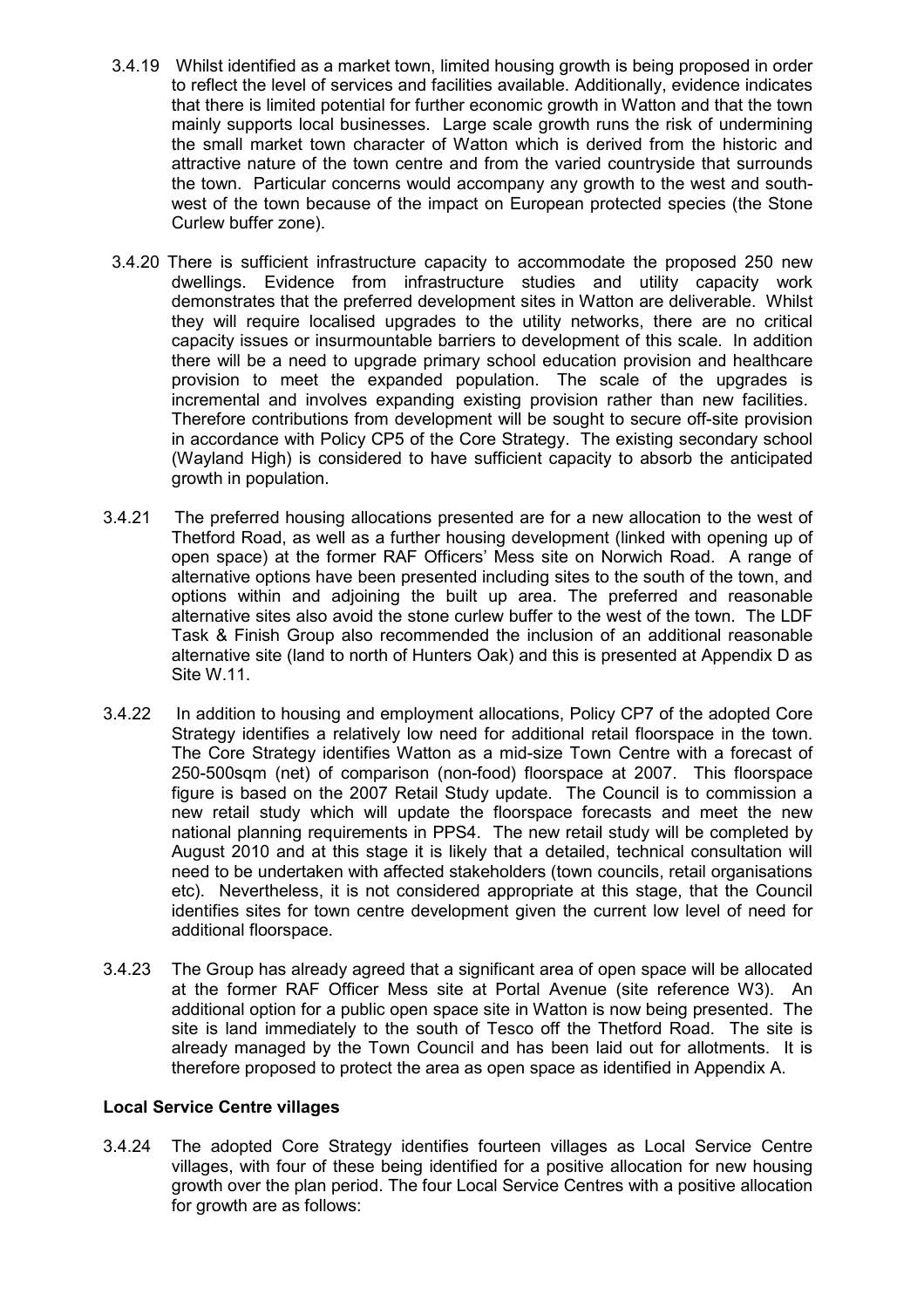3.4.19 Whilst identified as a market town, limited housing growth is being proposed in order to reflect the level of services and facilities available. Additionally, evidence indicates that there is limited potential for further economic growth in Watton and that the town mainly supports local businesses. Large scale growth runs the risk of undermining the small market town character of Watton which is derived from the historic and attractive nature of the town centre and from the varied countryside that surrounds the town. Particular concerns would accompany any growth to the west and south-west of the town because of the impact on European protected species (the Stone Curlew buffer zone).

3.4.20 There is sufficient infrastructure capacity to accommodate the proposed 250 new dwellings. Evidence from infrastructure studies and utility capacity work demonstrates that the preferred development sites in Watton are deliverable. Whilst they will require localised upgrades to the utility networks, there are no critical capacity issues or insurmountable barriers to development of this scale. In addition there will be a need to upgrade primary school education provision and healthcare provision to meet the expanded population. The scale of the upgrades is incremental and involves expanding existing provision rather than new facilities. Therefore contributions from development will be sought to secure off-site provision in accordance with Policy CP5 of the Core Strategy. The existing secondary school (Wayland High) is considered to have sufficient capacity to absorb the anticipated growth in population.

3.4.21 The preferred housing allocations presented are for a new allocation to the west of Thetford Road, as well as a further housing development (linked with opening up of open space) at the former RAF Officers' Mess site on Norwich Road. A range of alternative options have been presented including sites to the south of the town, and options within and adjoining the built up area. The preferred and reasonable alternative sites also avoid the stone curlew buffer to the west of the town. The LDF Task & Finish Group also recommended the inclusion of an additional reasonable alternative site (land to north of Hunters Oak) and this is presented at Appendix D as Site W.11.

3.4.22 In addition to housing and employment allocations, Policy CP7 of the adopted Core Strategy identifies a relatively low need for additional retail floorspace in the town. The Core Strategy identifies Watton as a mid-size Town Centre with a forecast of 250-500sqm (net) of comparison (non-food) floorspace at 2007. This floorspace figure is based on the 2007 Retail Study update. The Council is to commission a new retail study which will update the floorspace forecasts and meet the new national planning requirements in PPS4. The new retail study will be completed by August 2010 and at this stage it is likely that a detailed, technical consultation will need to be undertaken with affected stakeholders (town councils, retail organisations etc). Nevertheless, it is not considered appropriate at this stage, that the Council identifies sites for town centre development given the current low level of need for additional floorspace.

3.4.23 The Group has already agreed that a significant area of open space will be allocated at the former RAF Officer Mess site at Portal Avenue (site reference W3). An additional option for a public open space site in Watton is now being presented. The site is land immediately to the south of Tesco off the Thetford Road. The site is already managed by the Town Council and has been laid out for allotments. It is therefore proposed to protect the area as open space as identified in Appendix A.

**Local Service Centre villages**

3.4.24 The adopted Core Strategy identifies fourteen villages as Local Service Centre villages, with four of these being identified for a positive allocation for new housing growth over the plan period. The four Local Service Centres with a positive allocation for growth are as follows: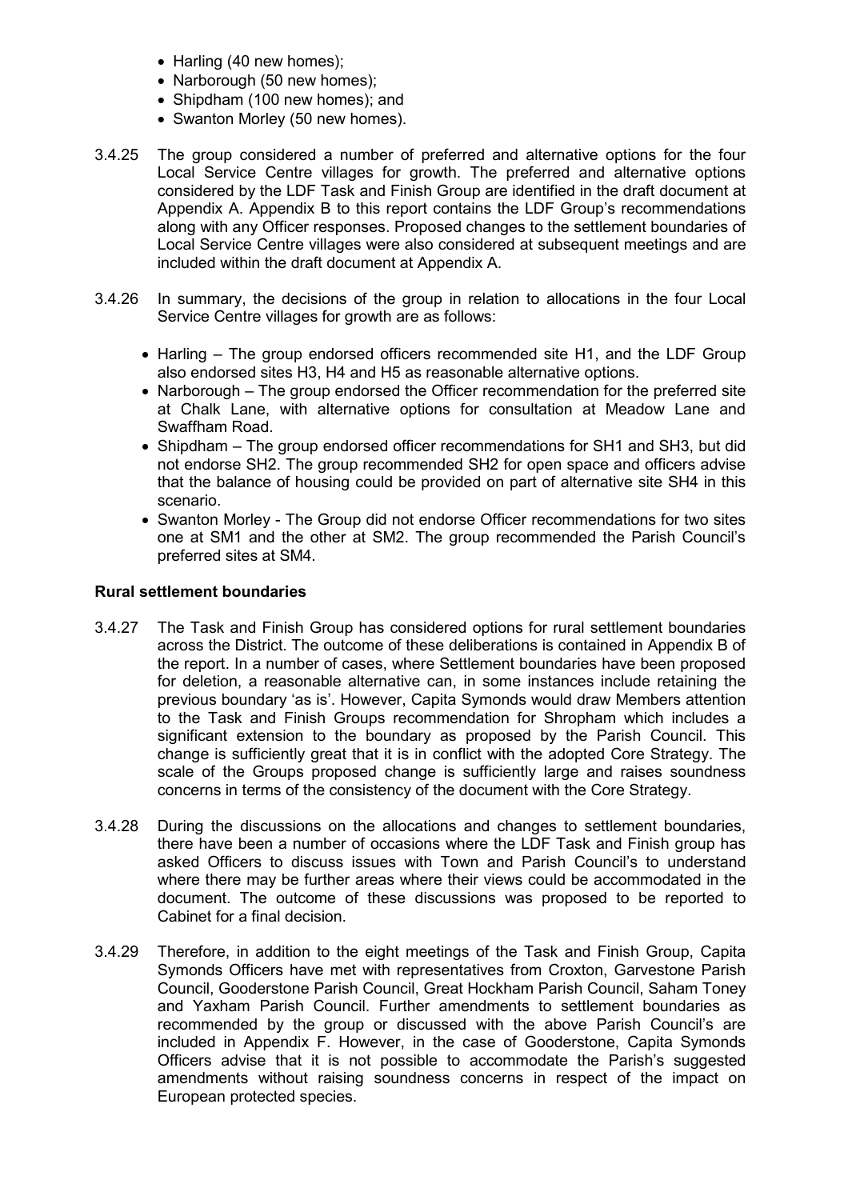- Harling (40 new homes);
- Narborough (50 new homes);
- Shipdham (100 new homes); and
- Swanton Morley (50 new homes).

3.4.25 The group considered a number of preferred and alternative options for the four Local Service Centre villages for growth. The preferred and alternative options considered by the LDF Task and Finish Group are identified in the draft document at Appendix A. Appendix B to this report contains the LDF Group's recommendations along with any Officer responses. Proposed changes to the settlement boundaries of Local Service Centre villages were also considered at subsequent meetings and are included within the draft document at Appendix A.

3.4.26 In summary, the decisions of the group in relation to allocations in the four Local Service Centre villages for growth are as follows:

- Harling – The group endorsed officers recommended site H1, and the LDF Group also endorsed sites H3, H4 and H5 as reasonable alternative options.
- Narborough – The group endorsed the Officer recommendation for the preferred site at Chalk Lane, with alternative options for consultation at Meadow Lane and Swaffham Road.
- Shipdham – The group endorsed officer recommendations for SH1 and SH3, but did not endorse SH2. The group recommended SH2 for open space and officers advise that the balance of housing could be provided on part of alternative site SH4 in this scenario.
- Swanton Morley - The Group did not endorse Officer recommendations for two sites one at SM1 and the other at SM2. The group recommended the Parish Council's preferred sites at SM4.

**Rural settlement boundaries**

3.4.27 The Task and Finish Group has considered options for rural settlement boundaries across the District. The outcome of these deliberations is contained in Appendix B of the report. In a number of cases, where Settlement boundaries have been proposed for deletion, a reasonable alternative can, in some instances include retaining the previous boundary 'as is'. However, Capita Symonds would draw Members attention to the Task and Finish Groups recommendation for Shropham which includes a significant extension to the boundary as proposed by the Parish Council. This change is sufficiently great that it is in conflict with the adopted Core Strategy. The scale of the Groups proposed change is sufficiently large and raises soundness concerns in terms of the consistency of the document with the Core Strategy.

3.4.28 During the discussions on the allocations and changes to settlement boundaries, there have been a number of occasions where the LDF Task and Finish group has asked Officers to discuss issues with Town and Parish Council's to understand where there may be further areas where their views could be accommodated in the document. The outcome of these discussions was proposed to be reported to Cabinet for a final decision.

3.4.29 Therefore, in addition to the eight meetings of the Task and Finish Group, Capita Symonds Officers have met with representatives from Croxton, Garvestone Parish Council, Gooderstone Parish Council, Great Hockham Parish Council, Saham Toney and Yaxham Parish Council. Further amendments to settlement boundaries as recommended by the group or discussed with the above Parish Council's are included in Appendix F. However, in the case of Gooderstone, Capita Symonds Officers advise that it is not possible to accommodate the Parish's suggested amendments without raising soundness concerns in respect of the impact on European protected species.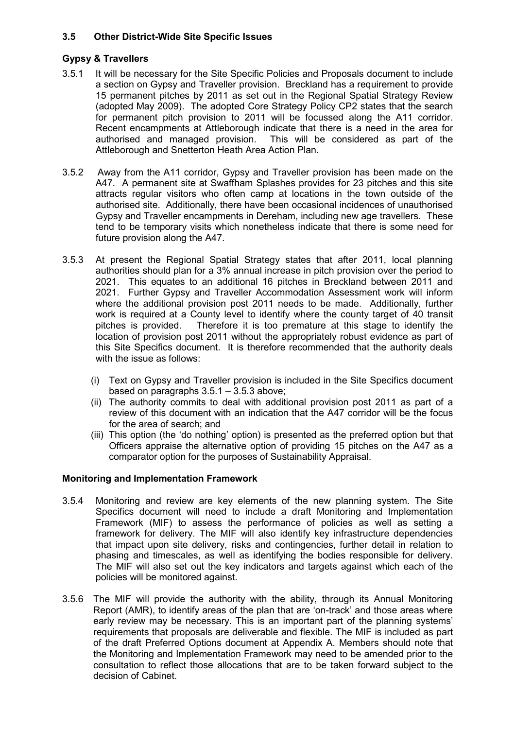## 3.5 Other District-Wide Site Specific Issues

### Gypsy & Travellers

3.5.1 It will be necessary for the Site Specific Policies and Proposals document to include a section on Gypsy and Traveller provision. Breckland has a requirement to provide 15 permanent pitches by 2011 as set out in the Regional Spatial Strategy Review (adopted May 2009). The adopted Core Strategy Policy CP2 states that the search for permanent pitch provision to 2011 will be focussed along the A11 corridor. Recent encampments at Attleborough indicate that there is a need in the area for authorised and managed provision. This will be considered as part of the Attleborough and Snetterton Heath Area Action Plan.

3.5.2 Away from the A11 corridor, Gypsy and Traveller provision has been made on the A47. A permanent site at Swaffham Splashes provides for 23 pitches and this site attracts regular visitors who often camp at locations in the town outside of the authorised site. Additionally, there have been occasional incidences of unauthorised Gypsy and Traveller encampments in Dereham, including new age travellers. These tend to be temporary visits which nonetheless indicate that there is some need for future provision along the A47.

3.5.3 At present the Regional Spatial Strategy states that after 2011, local planning authorities should plan for a 3% annual increase in pitch provision over the period to 2021. This equates to an additional 16 pitches in Breckland between 2011 and 2021. Further Gypsy and Traveller Accommodation Assessment work will inform where the additional provision post 2011 needs to be made. Additionally, further work is required at a County level to identify where the county target of 40 transit pitches is provided. Therefore it is too premature at this stage to identify the location of provision post 2011 without the appropriately robust evidence as part of this Site Specifics document. It is therefore recommended that the authority deals with the issue as follows:

(i) Text on Gypsy and Traveller provision is included in the Site Specifics document based on paragraphs 3.5.1 – 3.5.3 above;

(ii) The authority commits to deal with additional provision post 2011 as part of a review of this document with an indication that the A47 corridor will be the focus for the area of search; and

(iii) This option (the 'do nothing' option) is presented as the preferred option but that Officers appraise the alternative option of providing 15 pitches on the A47 as a comparator option for the purposes of Sustainability Appraisal.

### Monitoring and Implementation Framework

3.5.4 Monitoring and review are key elements of the new planning system. The Site Specifics document will need to include a draft Monitoring and Implementation Framework (MIF) to assess the performance of policies as well as setting a framework for delivery. The MIF will also identify key infrastructure dependencies that impact upon site delivery, risks and contingencies, further detail in relation to phasing and timescales, as well as identifying the bodies responsible for delivery. The MIF will also set out the key indicators and targets against which each of the policies will be monitored against.

3.5.6 The MIF will provide the authority with the ability, through its Annual Monitoring Report (AMR), to identify areas of the plan that are 'on-track' and those areas where early review may be necessary. This is an important part of the planning systems' requirements that proposals are deliverable and flexible. The MIF is included as part of the draft Preferred Options document at Appendix A. Members should note that the Monitoring and Implementation Framework may need to be amended prior to the consultation to reflect those allocations that are to be taken forward subject to the decision of Cabinet.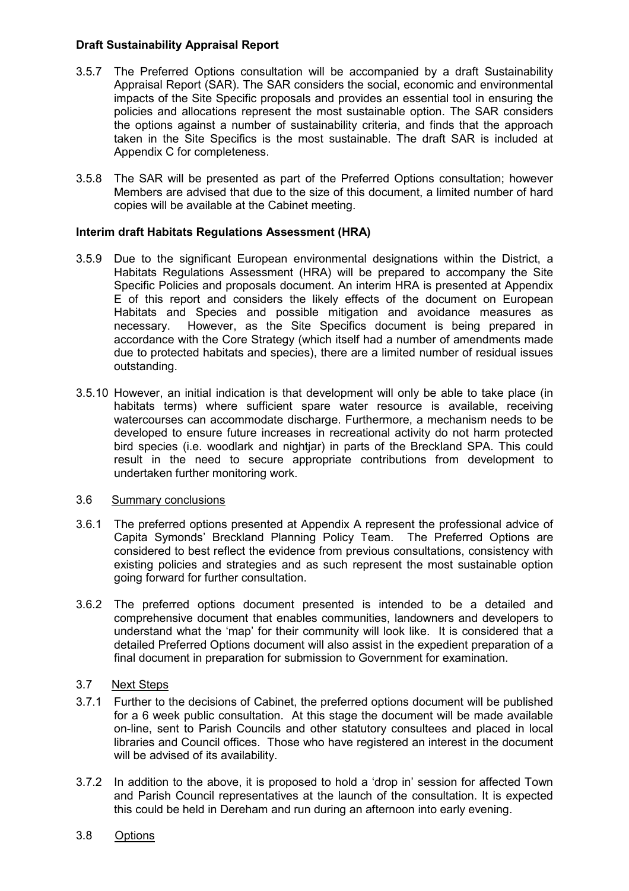**Draft Sustainability Appraisal Report**

3.5.7 The Preferred Options consultation will be accompanied by a draft Sustainability Appraisal Report (SAR). The SAR considers the social, economic and environmental impacts of the Site Specific proposals and provides an essential tool in ensuring the policies and allocations represent the most sustainable option. The SAR considers the options against a number of sustainability criteria, and finds that the approach taken in the Site Specifics is the most sustainable. The draft SAR is included at Appendix C for completeness.

3.5.8 The SAR will be presented as part of the Preferred Options consultation; however Members are advised that due to the size of this document, a limited number of hard copies will be available at the Cabinet meeting.

**Interim draft Habitats Regulations Assessment (HRA)**

3.5.9 Due to the significant European environmental designations within the District, a Habitats Regulations Assessment (HRA) will be prepared to accompany the Site Specific Policies and proposals document. An interim HRA is presented at Appendix E of this report and considers the likely effects of the document on European Habitats and Species and possible mitigation and avoidance measures as necessary. However, as the Site Specifics document is being prepared in accordance with the Core Strategy (which itself had a number of amendments made due to protected habitats and species), there are a limited number of residual issues outstanding.

3.5.10 However, an initial indication is that development will only be able to take place (in habitats terms) where sufficient spare water resource is available, receiving watercourses can accommodate discharge. Furthermore, a mechanism needs to be developed to ensure future increases in recreational activity do not harm protected bird species (i.e. woodlark and nightjar) in parts of the Breckland SPA. This could result in the need to secure appropriate contributions from development to undertaken further monitoring work.

3.6 Summary conclusions

3.6.1 The preferred options presented at Appendix A represent the professional advice of Capita Symonds' Breckland Planning Policy Team. The Preferred Options are considered to best reflect the evidence from previous consultations, consistency with existing policies and strategies and as such represent the most sustainable option going forward for further consultation.

3.6.2 The preferred options document presented is intended to be a detailed and comprehensive document that enables communities, landowners and developers to understand what the 'map' for their community will look like. It is considered that a detailed Preferred Options document will also assist in the expedient preparation of a final document in preparation for submission to Government for examination.

3.7 Next Steps

3.7.1 Further to the decisions of Cabinet, the preferred options document will be published for a 6 week public consultation. At this stage the document will be made available on-line, sent to Parish Councils and other statutory consultees and placed in local libraries and Council offices. Those who have registered an interest in the document will be advised of its availability.

3.7.2 In addition to the above, it is proposed to hold a 'drop in' session for affected Town and Parish Council representatives at the launch of the consultation. It is expected this could be held in Dereham and run during an afternoon into early evening.

3.8 Options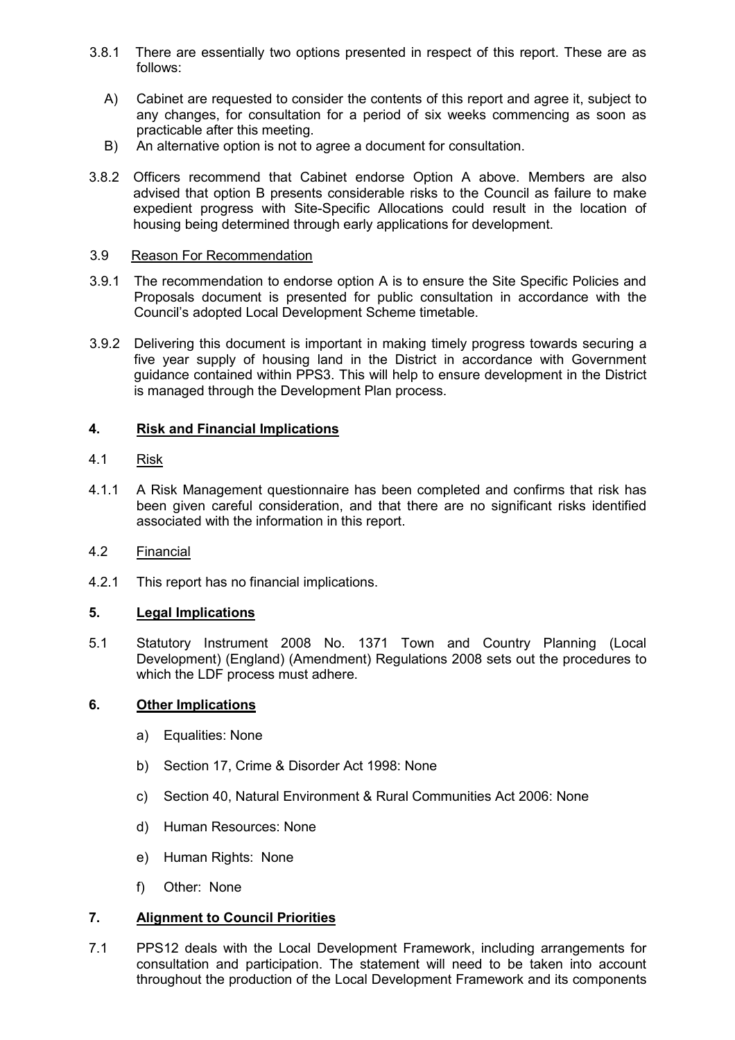3.8.1 There are essentially two options presented in respect of this report. These are as follows:

A) Cabinet are requested to consider the contents of this report and agree it, subject to any changes, for consultation for a period of six weeks commencing as soon as practicable after this meeting.

B) An alternative option is not to agree a document for consultation.

3.8.2 Officers recommend that Cabinet endorse Option A above. Members are also advised that option B presents considerable risks to the Council as failure to make expedient progress with Site-Specific Allocations could result in the location of housing being determined through early applications for development.

3.9 Reason For Recommendation

3.9.1 The recommendation to endorse option A is to ensure the Site Specific Policies and Proposals document is presented for public consultation in accordance with the Council's adopted Local Development Scheme timetable.

3.9.2 Delivering this document is important in making timely progress towards securing a five year supply of housing land in the District in accordance with Government guidance contained within PPS3. This will help to ensure development in the District is managed through the Development Plan process.

## 4. Risk and Financial Implications

4.1 Risk

4.1.1 A Risk Management questionnaire has been completed and confirms that risk has been given careful consideration, and that there are no significant risks identified associated with the information in this report.

4.2 Financial

4.2.1 This report has no financial implications.

## 5. Legal Implications

5.1 Statutory Instrument 2008 No. 1371 Town and Country Planning (Local Development) (England) (Amendment) Regulations 2008 sets out the procedures to which the LDF process must adhere.

## 6. Other Implications

a) Equalities: None

b) Section 17, Crime & Disorder Act 1998: None

c) Section 40, Natural Environment & Rural Communities Act 2006: None

d) Human Resources: None

e) Human Rights: None

f) Other: None

## 7. Alignment to Council Priorities

7.1 PPS12 deals with the Local Development Framework, including arrangements for consultation and participation. The statement will need to be taken into account throughout the production of the Local Development Framework and its components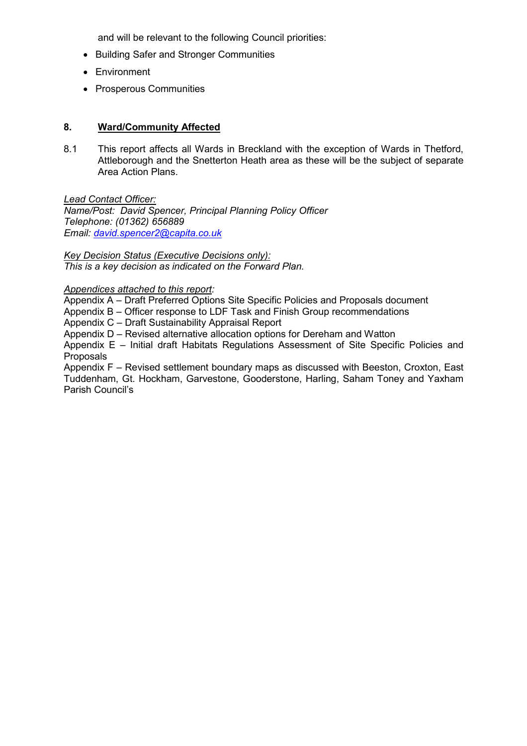and will be relevant to the following Council priorities:

- Building Safer and Stronger Communities
- Environment
- Prosperous Communities

## 8. Ward/Community Affected

8.1 This report affects all Wards in Breckland with the exception of Wards in Thetford, Attleborough and the Snetterton Heath area as these will be the subject of separate Area Action Plans.

*Lead Contact Officer:*
*Name/Post: David Spencer, Principal Planning Policy Officer*
*Telephone: (01362) 656889*
*Email: david.spencer2@capita.co.uk*

*Key Decision Status (Executive Decisions only):*
*This is a key decision as indicated on the Forward Plan.*

*Appendices attached to this report:*
Appendix A – Draft Preferred Options Site Specific Policies and Proposals document
Appendix B – Officer response to LDF Task and Finish Group recommendations
Appendix C – Draft Sustainability Appraisal Report
Appendix D – Revised alternative allocation options for Dereham and Watton
Appendix E – Initial draft Habitats Regulations Assessment of Site Specific Policies and Proposals
Appendix F – Revised settlement boundary maps as discussed with Beeston, Croxton, East Tuddenham, Gt. Hockham, Garvestone, Gooderstone, Harling, Saham Toney and Yaxham Parish Council's